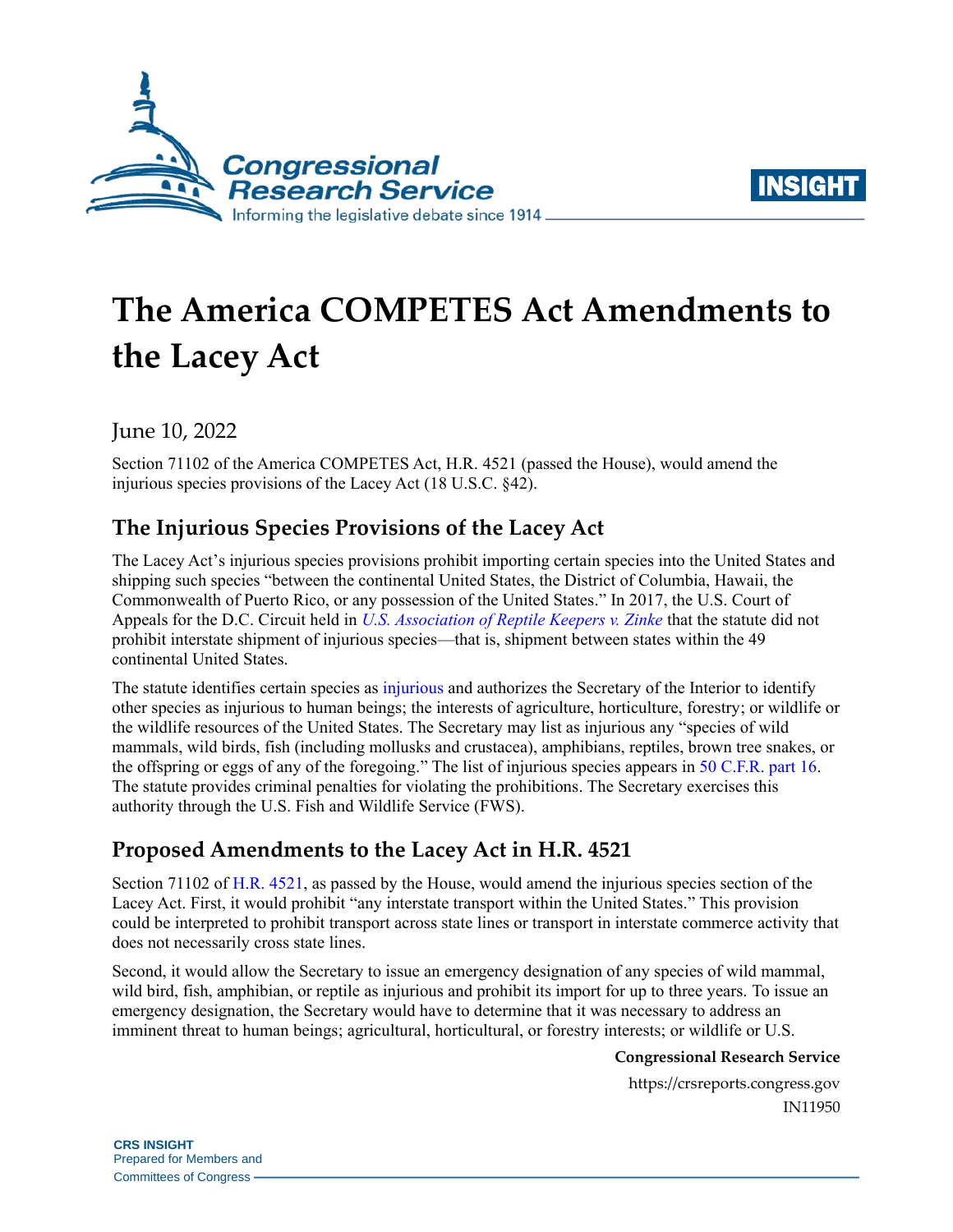# The America COMPETES Act Amendments to the Lacey Act

June 10, 2022

Section 71102 of the America COMPETES Act, H.R. 4521 (passed the House), would amend the injurious species provisions of the Lacey Act (18 U.S.C. §42).

## The Injurious Species Provisions of the Lacey Act

The Lacey Act's injurious species provisions prohibit importing certain species into the United States and shipping such species "between the continental United States, the District of Columbia, Hawaii, the Commonwealth of Puerto Rico, or any possession of the United States." In 2017, the U.S. Court of Appeals for the D.C. Circuit held in *U.S. Association of Reptile Keepers v. Zinke* that the statute did not prohibit interstate shipment of injurious species—that is, shipment between states within the 49 continental United States.

The statute identifies certain species as injurious and authorizes the Secretary of the Interior to identify other species as injurious to human beings; the interests of agriculture, horticulture, forestry; or wildlife or the wildlife resources of the United States. The Secretary may list as injurious any "species of wild mammals, wild birds, fish (including mollusks and crustacea), amphibians, reptiles, brown tree snakes, or the offspring or eggs of any of the foregoing." The list of injurious species appears in 50 C.F.R. part 16. The statute provides criminal penalties for violating the prohibitions. The Secretary exercises this authority through the U.S. Fish and Wildlife Service (FWS).

## Proposed Amendments to the Lacey Act in H.R. 4521

Section 71102 of H.R. 4521, as passed by the House, would amend the injurious species section of the Lacey Act. First, it would prohibit "any interstate transport within the United States." This provision could be interpreted to prohibit transport across state lines or transport in interstate commerce activity that does not necessarily cross state lines.

Second, it would allow the Secretary to issue an emergency designation of any species of wild mammal, wild bird, fish, amphibian, or reptile as injurious and prohibit its import for up to three years. To issue an emergency designation, the Secretary would have to determine that it was necessary to address an imminent threat to human beings; agricultural, horticultural, or forestry interests; or wildlife or U.S.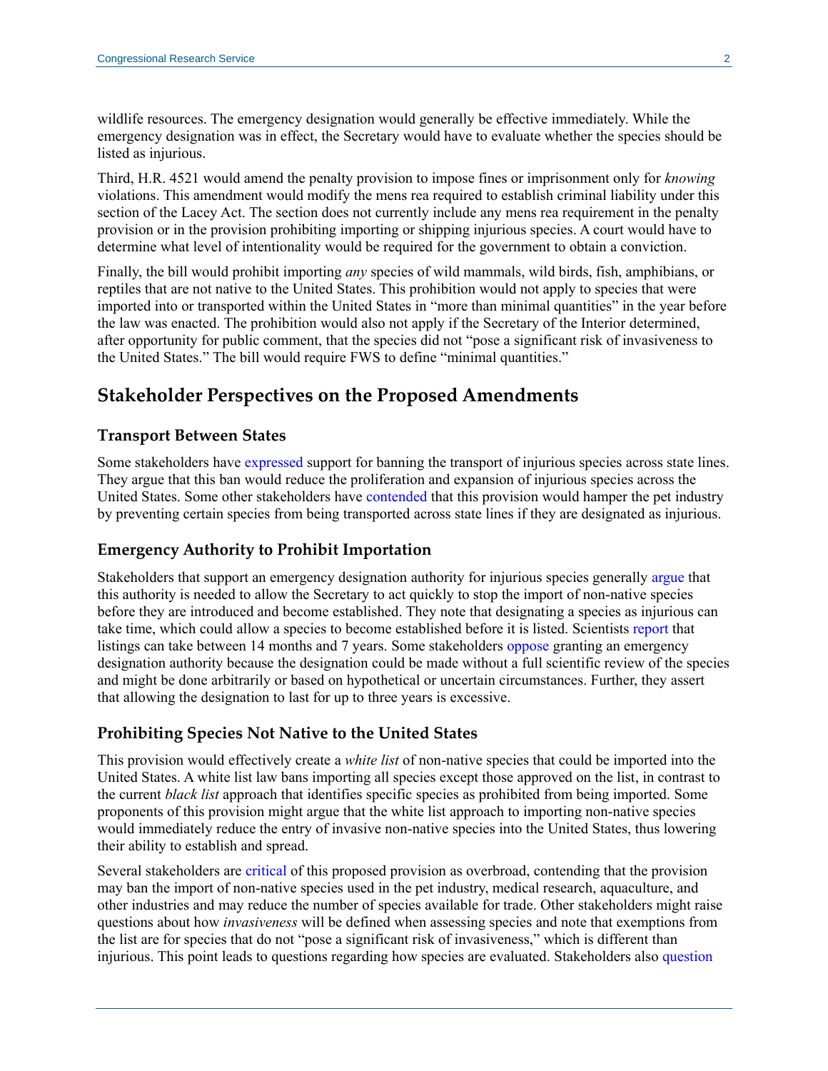wildlife resources. The emergency designation would generally be effective immediately. While the emergency designation was in effect, the Secretary would have to evaluate whether the species should be listed as injurious.

Third, H.R. 4521 would amend the penalty provision to impose fines or imprisonment only for *knowing* violations. This amendment would modify the mens rea required to establish criminal liability under this section of the Lacey Act. The section does not currently include any mens rea requirement in the penalty provision or in the provision prohibiting importing or shipping injurious species. A court would have to determine what level of intentionality would be required for the government to obtain a conviction.

Finally, the bill would prohibit importing *any* species of wild mammals, wild birds, fish, amphibians, or reptiles that are not native to the United States. This prohibition would not apply to species that were imported into or transported within the United States in "more than minimal quantities" in the year before the law was enacted. The prohibition would also not apply if the Secretary of the Interior determined, after opportunity for public comment, that the species did not "pose a significant risk of invasiveness to the United States." The bill would require FWS to define "minimal quantities."

## Stakeholder Perspectives on the Proposed Amendments

### Transport Between States

Some stakeholders have expressed support for banning the transport of injurious species across state lines. They argue that this ban would reduce the proliferation and expansion of injurious species across the United States. Some other stakeholders have contended that this provision would hamper the pet industry by preventing certain species from being transported across state lines if they are designated as injurious.

### Emergency Authority to Prohibit Importation

Stakeholders that support an emergency designation authority for injurious species generally argue that this authority is needed to allow the Secretary to act quickly to stop the import of non-native species before they are introduced and become established. They note that designating a species as injurious can take time, which could allow a species to become established before it is listed. Scientists report that listings can take between 14 months and 7 years. Some stakeholders oppose granting an emergency designation authority because the designation could be made without a full scientific review of the species and might be done arbitrarily or based on hypothetical or uncertain circumstances. Further, they assert that allowing the designation to last for up to three years is excessive.

### Prohibiting Species Not Native to the United States

This provision would effectively create a *white list* of non-native species that could be imported into the United States. A white list law bans importing all species except those approved on the list, in contrast to the current *black list* approach that identifies specific species as prohibited from being imported. Some proponents of this provision might argue that the white list approach to importing non-native species would immediately reduce the entry of invasive non-native species into the United States, thus lowering their ability to establish and spread.

Several stakeholders are critical of this proposed provision as overbroad, contending that the provision may ban the import of non-native species used in the pet industry, medical research, aquaculture, and other industries and may reduce the number of species available for trade. Other stakeholders might raise questions about how *invasiveness* will be defined when assessing species and note that exemptions from the list are for species that do not "pose a significant risk of invasiveness," which is different than injurious. This point leads to questions regarding how species are evaluated. Stakeholders also question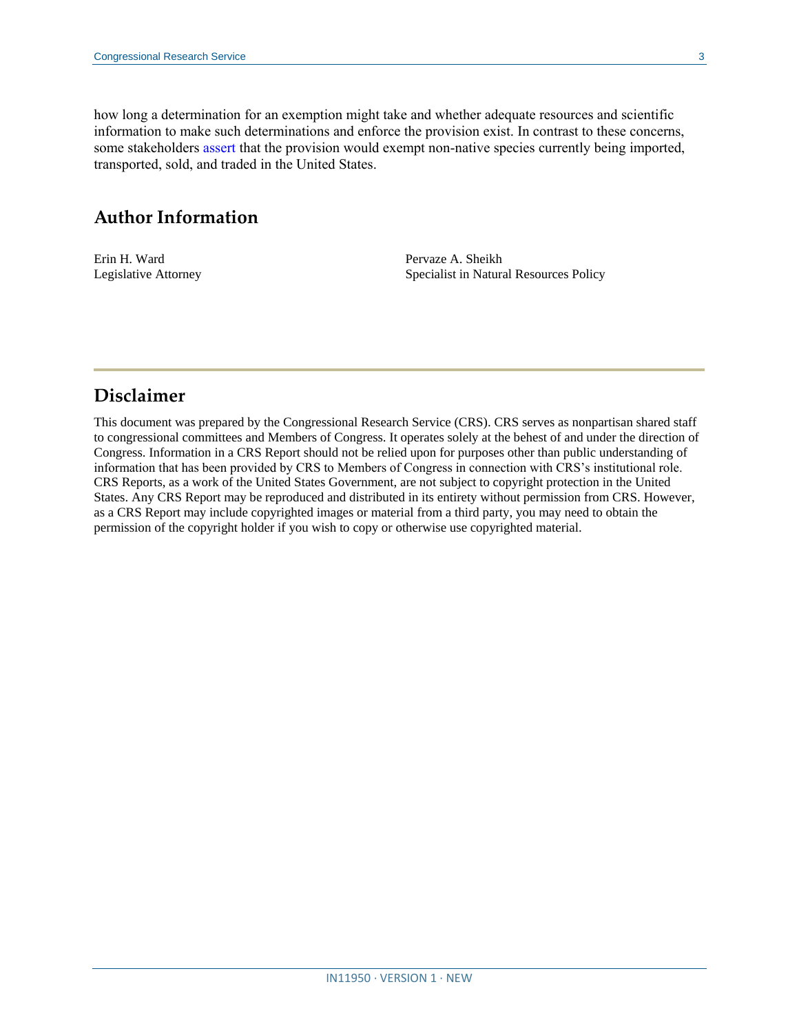how long a determination for an exemption might take and whether adequate resources and scientific information to make such determinations and enforce the provision exist. In contrast to these concerns, some stakeholders assert that the provision would exempt non-native species currently being imported, transported, sold, and traded in the United States.

## Author Information

Erin H. Ward
Legislative Attorney

Pervaze A. Sheikh
Specialist in Natural Resources Policy

## Disclaimer

This document was prepared by the Congressional Research Service (CRS). CRS serves as nonpartisan shared staff to congressional committees and Members of Congress. It operates solely at the behest of and under the direction of Congress. Information in a CRS Report should not be relied upon for purposes other than public understanding of information that has been provided by CRS to Members of Congress in connection with CRS's institutional role. CRS Reports, as a work of the United States Government, are not subject to copyright protection in the United States. Any CRS Report may be reproduced and distributed in its entirety without permission from CRS. However, as a CRS Report may include copyrighted images or material from a third party, you may need to obtain the permission of the copyright holder if you wish to copy or otherwise use copyrighted material.